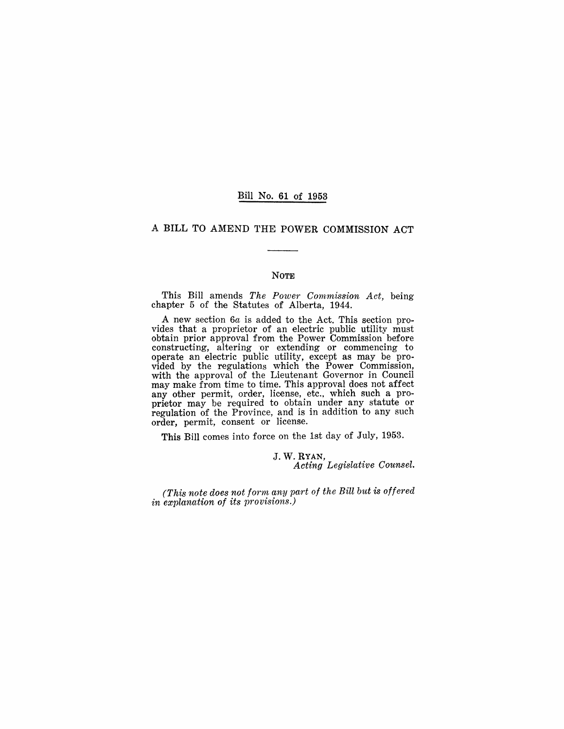# Bill No. 61 of 1953

## A BILL TO AMEND THE POWER COMMISSION ACT

---

### NOTE

This Bill amends *The Power Commission Act*, being chapter 5 of the Statutes of Alberta, 1944.

A new section 6*a* is added to the Act. This section provides that a proprietor of an electric public utility must obtain prior approval from the Power Commission before constructing, altering or extending or commencing to operate an electric public utility, except as may be provided by the regulations which the Power Commission, with the approval of the Lieutenant Governor in Council may make from time to time. This approval does not affect any other permit, order, license, etc., which such a proprietor may be required to obtain under any statute or regulation of the Province, and is in addition to any such order, permit, consent or license.

This Bill comes into force on the 1st day of July, 1953.

J. W. RYAN,
*Acting Legislative Counsel.*

*(This note does not form any part of the Bill but is offered in explanation of its provisions.)*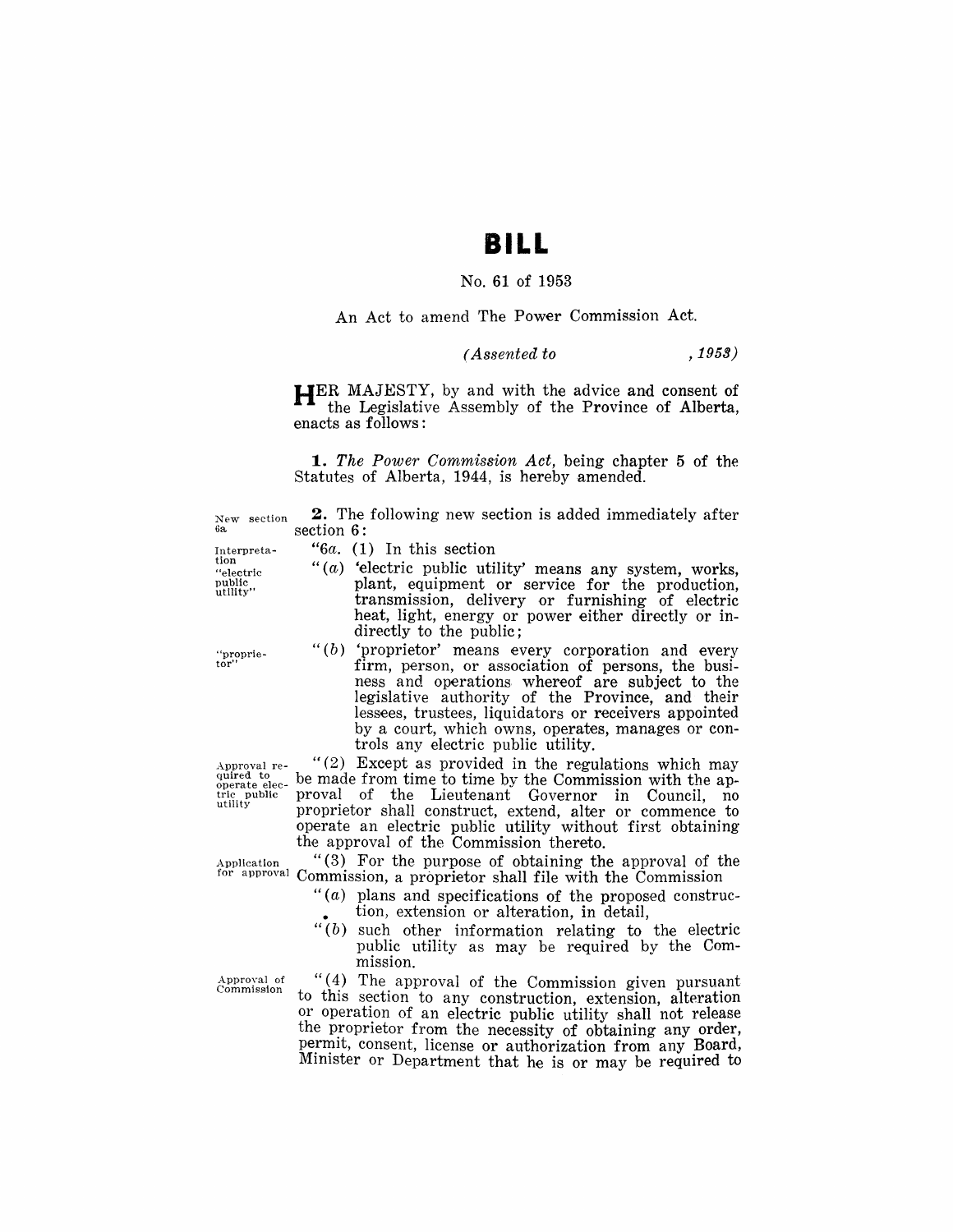# BILL

No. 61 of 1953

An Act to amend The Power Commission Act.

*(Assented to , 1953)*

HER MAJESTY, by and with the advice and consent of the Legislative Assembly of the Province of Alberta, enacts as follows:

**1.** *The Power Commission Act*, being chapter 5 of the Statutes of Alberta, 1944, is hereby amended.

New section 6a

**2.** The following new section is added immediately after section 6:

Interpretation "electric public utility"

"6*a*. (1) In this section

"(*a*) 'electric public utility' means any system, works, plant, equipment or service for the production, transmission, delivery or furnishing of electric heat, light, energy or power either directly or indirectly to the public;

"proprietor"

"(*b*) 'proprietor' means every corporation and every firm, person, or association of persons, the business and operations whereof are subject to the legislative authority of the Province, and their lessees, trustees, liquidators or receivers appointed by a court, which owns, operates, manages or controls any electric public utility.

Approval required to operate electric public utility

"(2) Except as provided in the regulations which may be made from time to time by the Commission with the approval of the Lieutenant Governor in Council, no proprietor shall construct, extend, alter or commence to operate an electric public utility without first obtaining the approval of the Commission thereto.

Application for approval

"(3) For the purpose of obtaining the approval of the Commission, a proprietor shall file with the Commission

"(*a*) plans and specifications of the proposed construction, extension or alteration, in detail,

"(*b*) such other information relating to the electric public utility as may be required by the Commission.

Approval of Commission

"(4) The approval of the Commission given pursuant to this section to any construction, extension, alteration or operation of an electric public utility shall not release the proprietor from the necessity of obtaining any order, permit, consent, license or authorization from any Board, Minister or Department that he is or may be required to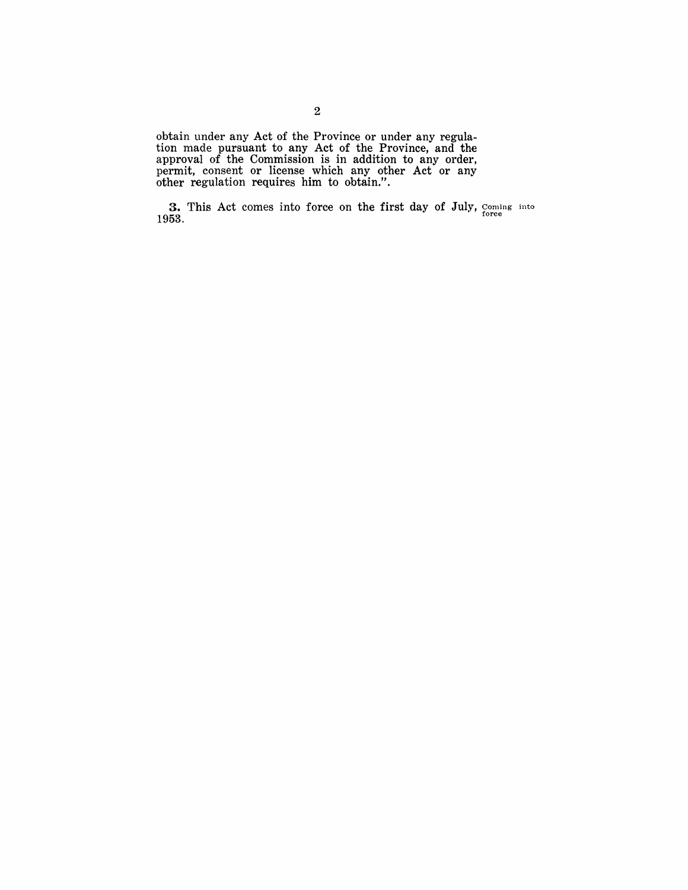obtain under any Act of the Province or under any regulation made pursuant to any Act of the Province, and the approval of the Commission is in addition to any order, permit, consent or license which any other Act or any other regulation requires him to obtain.".

Coming into force

**3.** This Act comes into force on the first day of July, 1953.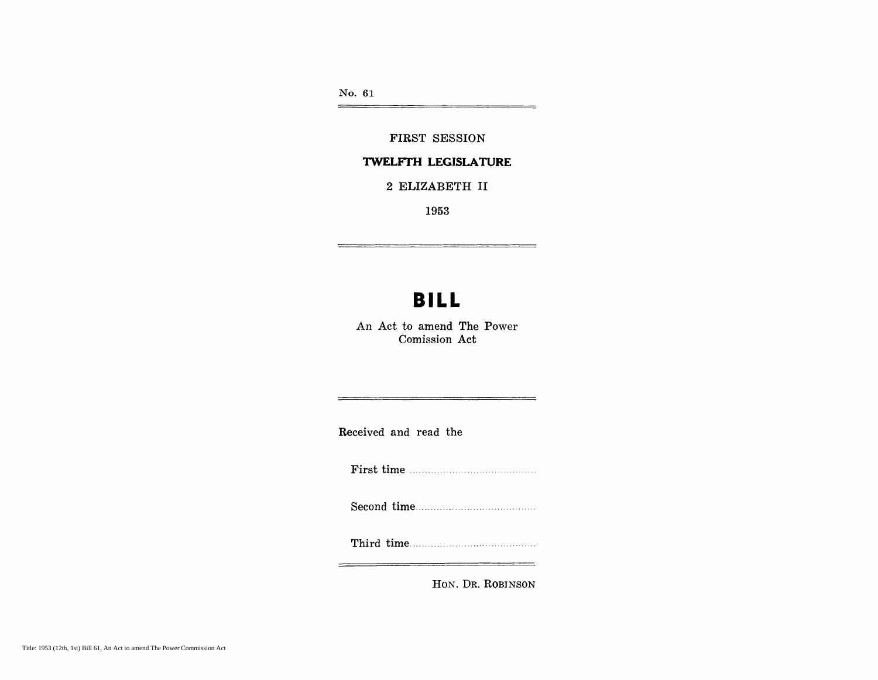No. 61

FIRST SESSION

**TWELFTH LEGISLATURE**

2 ELIZABETH II

1953

# BILL

An Act to amend The Power Comission Act

Received and read the

First time ..........................................

Second time ..........................................

Third time ..........................................

HON. DR. ROBINSON

Title: 1953 (12th, 1st) Bill 61, An Act to amend The Power Commission Act